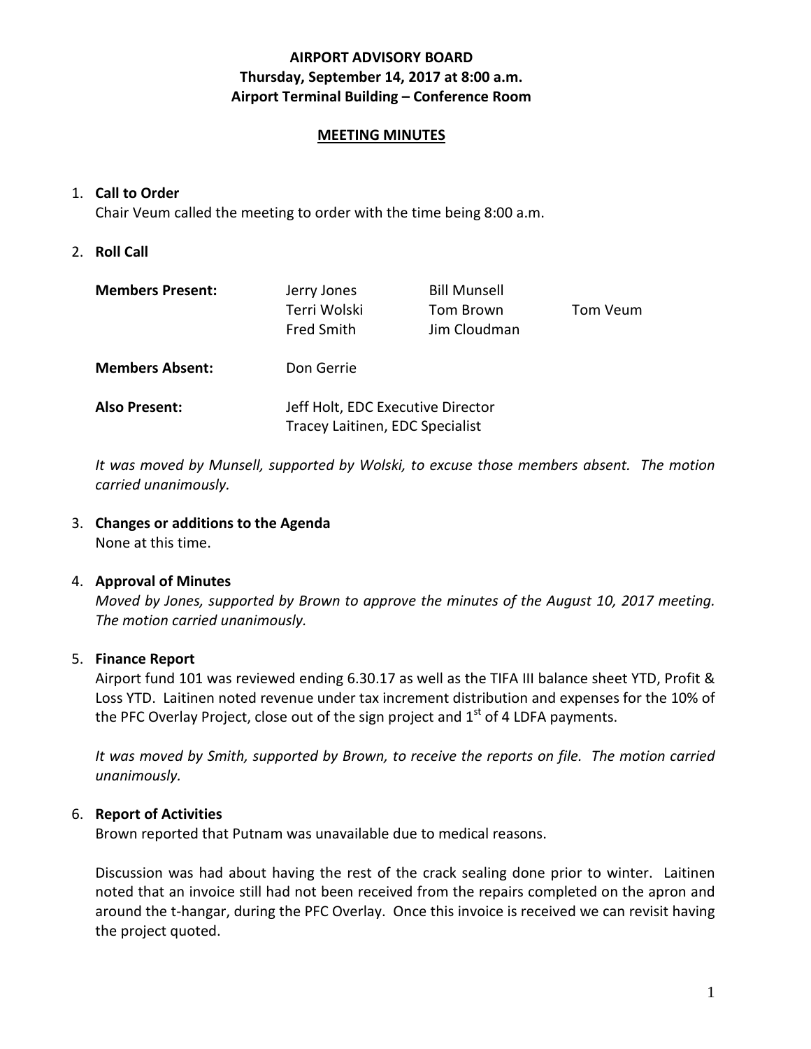**AIRPORT ADVISORY BOARD**
**Thursday, September 14, 2017 at 8:00 a.m.**
**Airport Terminal Building – Conference Room**

**MEETING MINUTES**

1. **Call to Order**
   Chair Veum called the meeting to order with the time being 8:00 a.m.

2. **Roll Call**

| | | | |
|---|---|---|---|
| **Members Present:** | Jerry Jones | Bill Munsell | |
| | Terri Wolski | Tom Brown | Tom Veum |
| | Fred Smith | Jim Cloudman | |
| **Members Absent:** | Don Gerrie | | |
| **Also Present:** | Jeff Holt, EDC Executive Director | | |
| | Tracey Laitinen, EDC Specialist | | |

   *It was moved by Munsell, supported by Wolski, to excuse those members absent. The motion carried unanimously.*

3. **Changes or additions to the Agenda**
   None at this time.

4. **Approval of Minutes**
   *Moved by Jones, supported by Brown to approve the minutes of the August 10, 2017 meeting. The motion carried unanimously.*

5. **Finance Report**
   Airport fund 101 was reviewed ending 6.30.17 as well as the TIFA III balance sheet YTD, Profit & Loss YTD. Laitinen noted revenue under tax increment distribution and expenses for the 10% of the PFC Overlay Project, close out of the sign project and 1st of 4 LDFA payments.

   *It was moved by Smith, supported by Brown, to receive the reports on file. The motion carried unanimously.*

6. **Report of Activities**
   Brown reported that Putnam was unavailable due to medical reasons.

   Discussion was had about having the rest of the crack sealing done prior to winter. Laitinen noted that an invoice still had not been received from the repairs completed on the apron and around the t-hangar, during the PFC Overlay. Once this invoice is received we can revisit having the project quoted.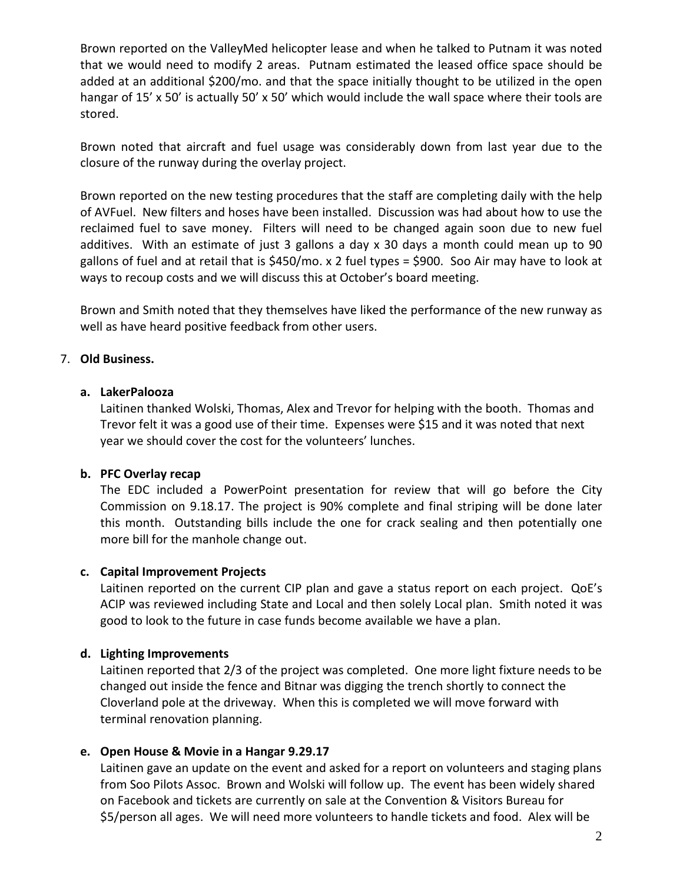Brown reported on the ValleyMed helicopter lease and when he talked to Putnam it was noted that we would need to modify 2 areas. Putnam estimated the leased office space should be added at an additional $200/mo. and that the space initially thought to be utilized in the open hangar of 15' x 50' is actually 50' x 50' which would include the wall space where their tools are stored.

Brown noted that aircraft and fuel usage was considerably down from last year due to the closure of the runway during the overlay project.

Brown reported on the new testing procedures that the staff are completing daily with the help of AVFuel. New filters and hoses have been installed. Discussion was had about how to use the reclaimed fuel to save money. Filters will need to be changed again soon due to new fuel additives. With an estimate of just 3 gallons a day x 30 days a month could mean up to 90 gallons of fuel and at retail that is $450/mo. x 2 fuel types = $900. Soo Air may have to look at ways to recoup costs and we will discuss this at October's board meeting.

Brown and Smith noted that they themselves have liked the performance of the new runway as well as have heard positive feedback from other users.

7. **Old Business.**

   **a. LakerPalooza**

   Laitinen thanked Wolski, Thomas, Alex and Trevor for helping with the booth. Thomas and Trevor felt it was a good use of their time. Expenses were $15 and it was noted that next year we should cover the cost for the volunteers' lunches.

   **b. PFC Overlay recap**

   The EDC included a PowerPoint presentation for review that will go before the City Commission on 9.18.17. The project is 90% complete and final striping will be done later this month. Outstanding bills include the one for crack sealing and then potentially one more bill for the manhole change out.

   **c. Capital Improvement Projects**

   Laitinen reported on the current CIP plan and gave a status report on each project. QoE's ACIP was reviewed including State and Local and then solely Local plan. Smith noted it was good to look to the future in case funds become available we have a plan.

   **d. Lighting Improvements**

   Laitinen reported that 2/3 of the project was completed. One more light fixture needs to be changed out inside the fence and Bitnar was digging the trench shortly to connect the Cloverland pole at the driveway. When this is completed we will move forward with terminal renovation planning.

   **e. Open House & Movie in a Hangar 9.29.17**

   Laitinen gave an update on the event and asked for a report on volunteers and staging plans from Soo Pilots Assoc. Brown and Wolski will follow up. The event has been widely shared on Facebook and tickets are currently on sale at the Convention & Visitors Bureau for $5/person all ages. We will need more volunteers to handle tickets and food. Alex will be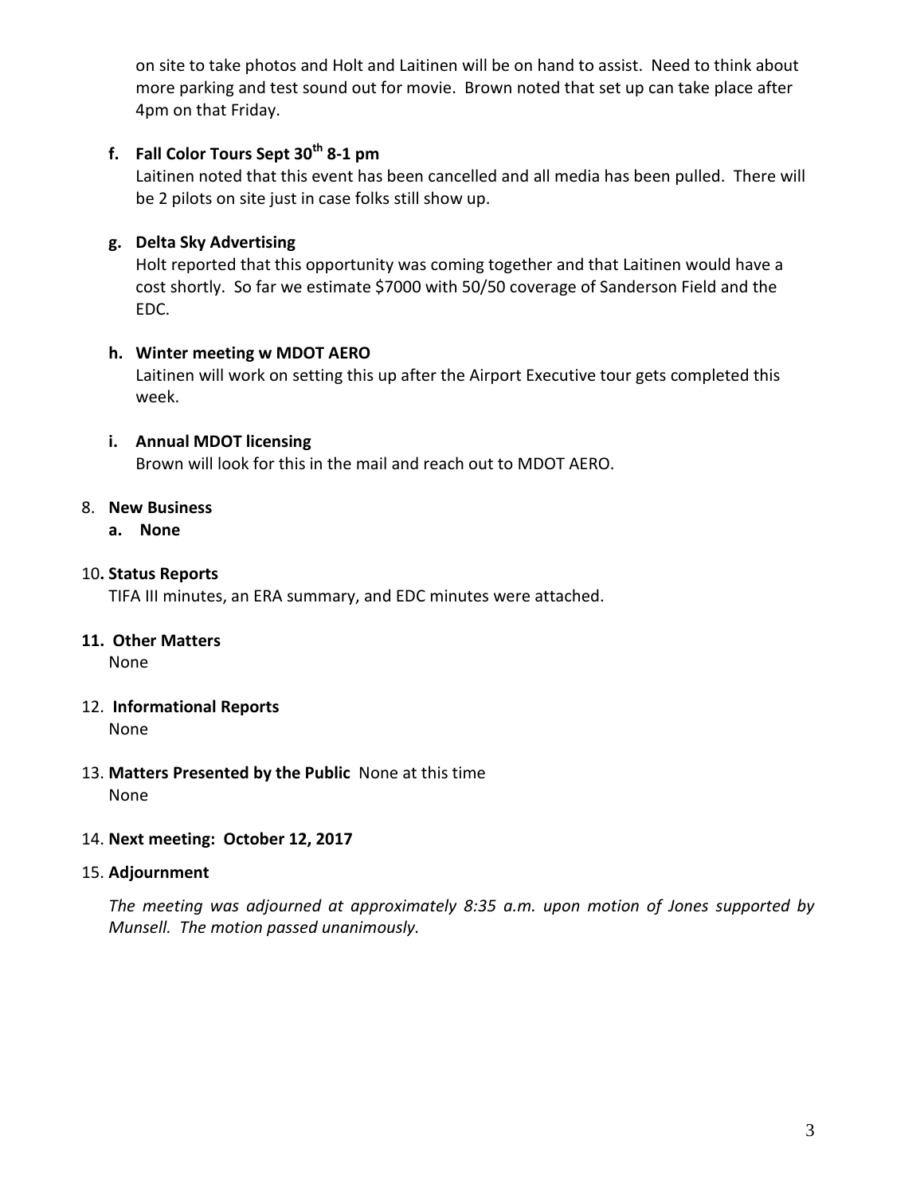on site to take photos and Holt and Laitinen will be on hand to assist. Need to think about more parking and test sound out for movie. Brown noted that set up can take place after 4pm on that Friday.

**f. Fall Color Tours Sept 30th 8-1 pm**

Laitinen noted that this event has been cancelled and all media has been pulled. There will be 2 pilots on site just in case folks still show up.

**g. Delta Sky Advertising**

Holt reported that this opportunity was coming together and that Laitinen would have a cost shortly. So far we estimate $7000 with 50/50 coverage of Sanderson Field and the EDC.

**h. Winter meeting w MDOT AERO**

Laitinen will work on setting this up after the Airport Executive tour gets completed this week.

**i. Annual MDOT licensing**

Brown will look for this in the mail and reach out to MDOT AERO.

8. **New Business**
   **a. None**

10**. Status Reports**

TIFA III minutes, an ERA summary, and EDC minutes were attached.

**11. Other Matters**

None

12. **Informational Reports**

None

13. **Matters Presented by the Public** None at this time

None

14. **Next meeting: October 12, 2017**

15. **Adjournment**

*The meeting was adjourned at approximately 8:35 a.m. upon motion of Jones supported by Munsell. The motion passed unanimously.*